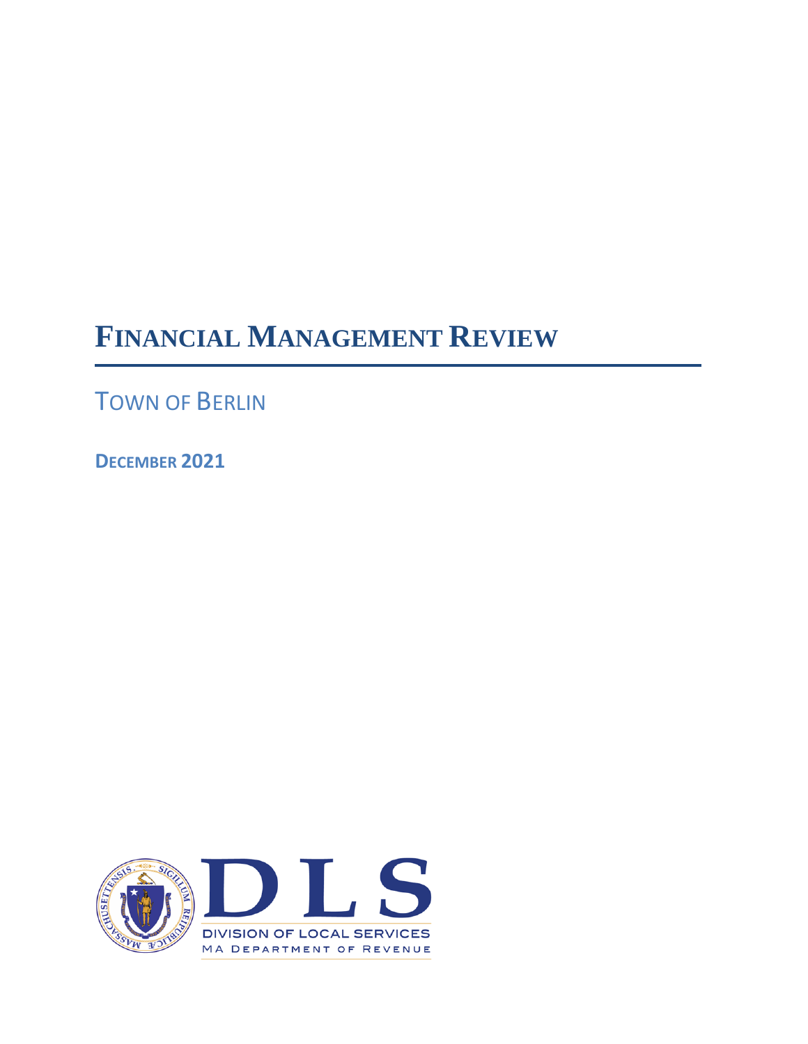# FINANCIAL MANAGEMENT REVIEW

## TOWN OF BERLIN

**DECEMBER 2021**

DIVISION OF LOCAL SERVICES

MA DEPARTMENT OF REVENUE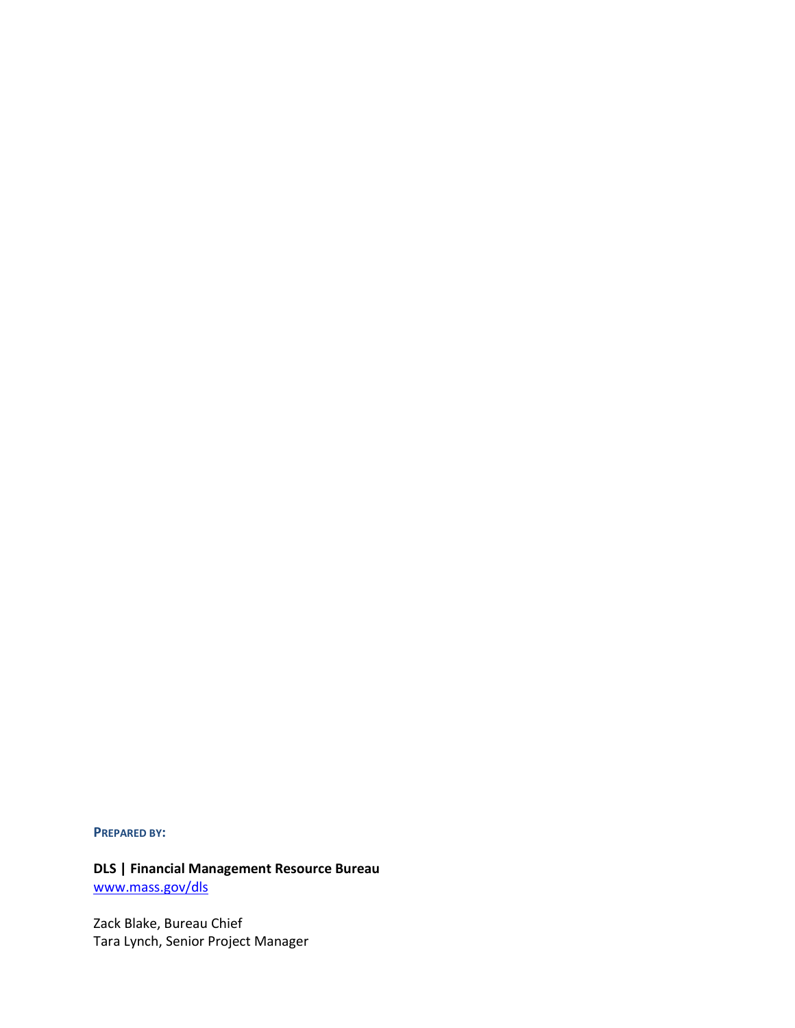**PREPARED BY:**

**DLS | Financial Management Resource Bureau**
[www.mass.gov/dls](http://www.mass.gov/dls)

Zack Blake, Bureau Chief
Tara Lynch, Senior Project Manager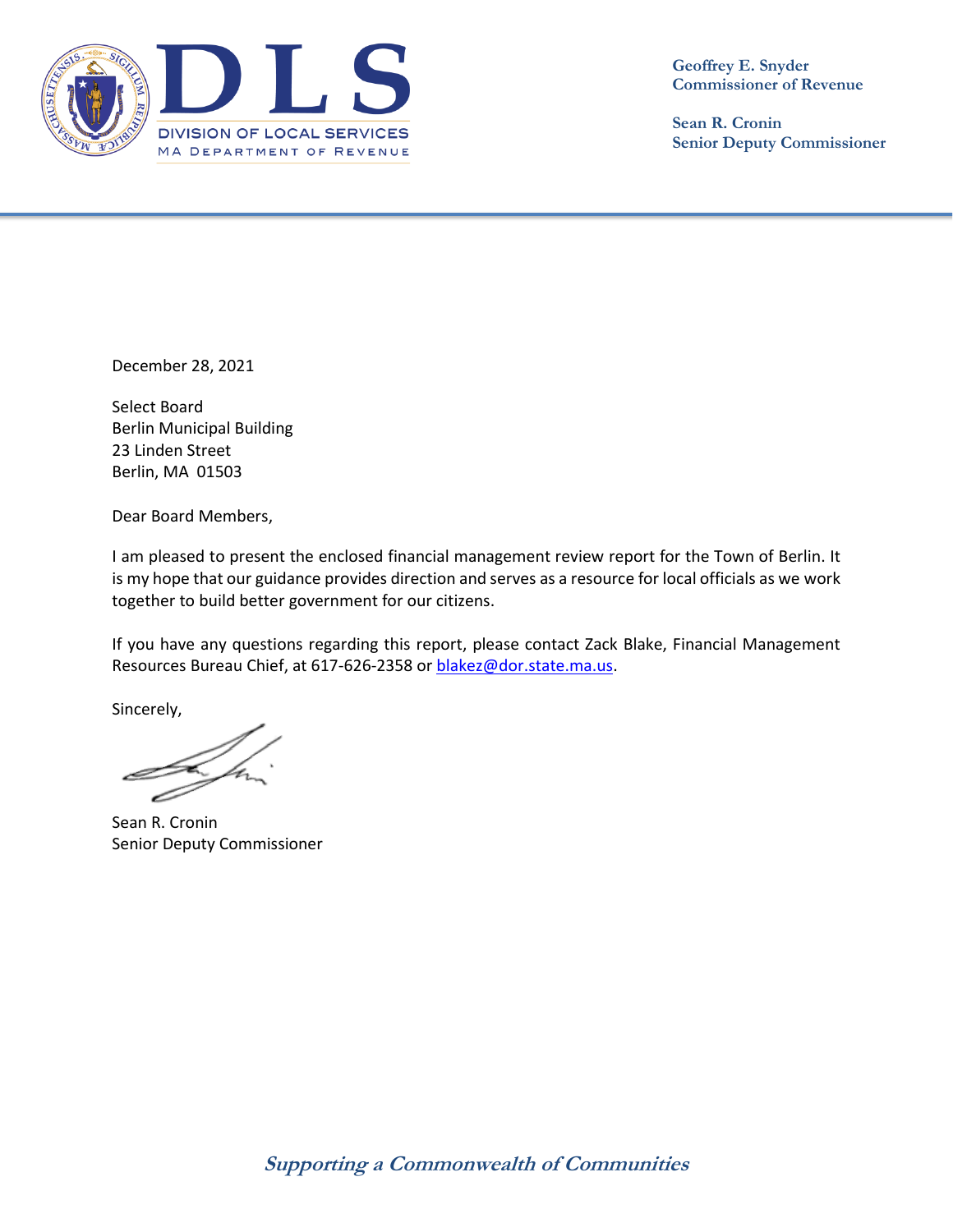**DLS**
DIVISION OF LOCAL SERVICES
MA DEPARTMENT OF REVENUE

**Geoffrey E. Snyder**
**Commissioner of Revenue**

**Sean R. Cronin**
**Senior Deputy Commissioner**

December 28, 2021

Select Board
Berlin Municipal Building
23 Linden Street
Berlin, MA 01503

Dear Board Members,

I am pleased to present the enclosed financial management review report for the Town of Berlin. It is my hope that our guidance provides direction and serves as a resource for local officials as we work together to build better government for our citizens.

If you have any questions regarding this report, please contact Zack Blake, Financial Management Resources Bureau Chief, at 617-626-2358 or blakez@dor.state.ma.us.

Sincerely,

Sean R. Cronin
Senior Deputy Commissioner

*Supporting a Commonwealth of Communities*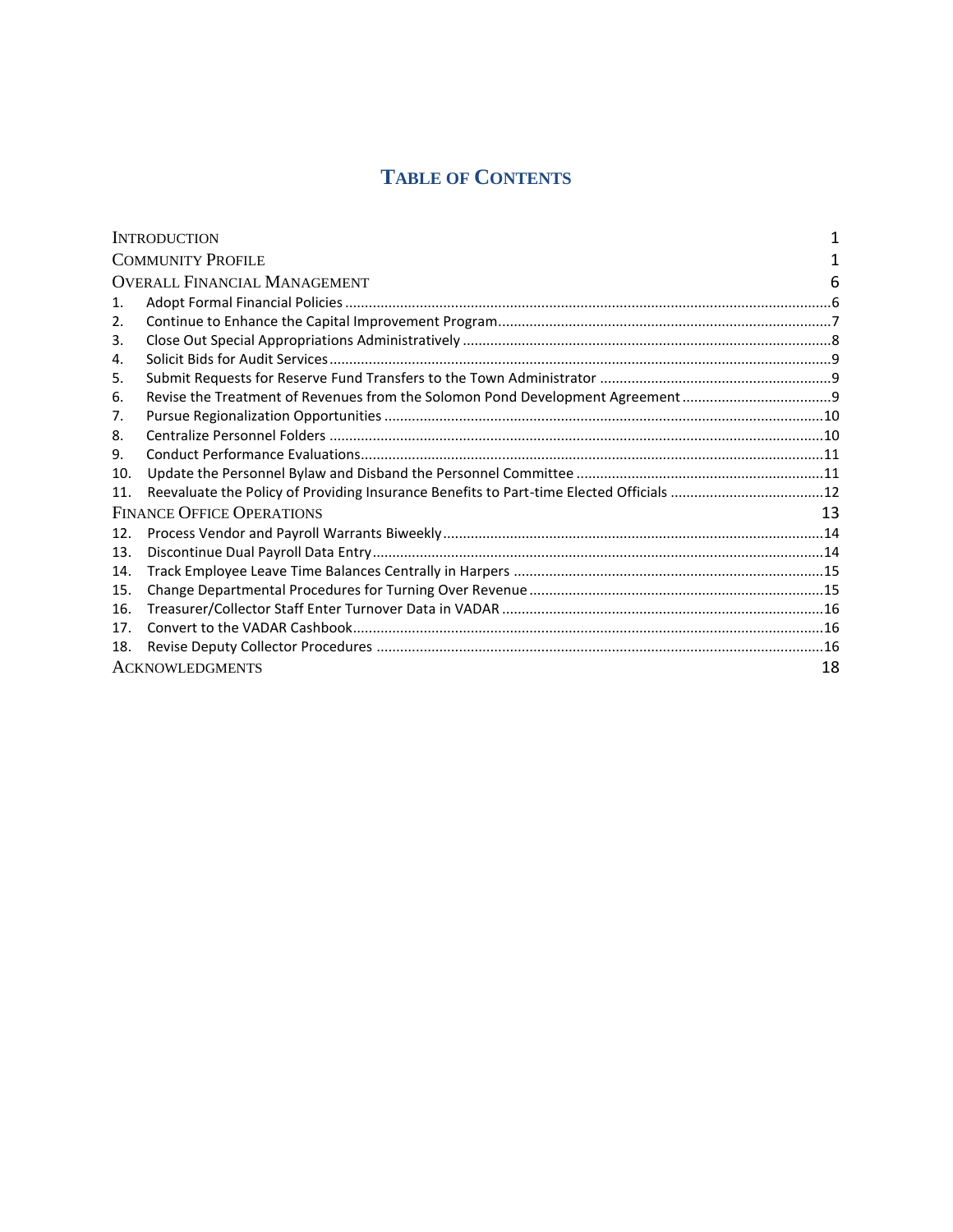# Table of Contents

| | | |
|---|---|---|
| Introduction | | 1 |
| Community Profile | | 1 |
| Overall Financial Management | | 6 |
| 1. | Adopt Formal Financial Policies | 6 |
| 2. | Continue to Enhance the Capital Improvement Program | 7 |
| 3. | Close Out Special Appropriations Administratively | 8 |
| 4. | Solicit Bids for Audit Services | 9 |
| 5. | Submit Requests for Reserve Fund Transfers to the Town Administrator | 9 |
| 6. | Revise the Treatment of Revenues from the Solomon Pond Development Agreement | 9 |
| 7. | Pursue Regionalization Opportunities | 10 |
| 8. | Centralize Personnel Folders | 10 |
| 9. | Conduct Performance Evaluations | 11 |
| 10. | Update the Personnel Bylaw and Disband the Personnel Committee | 11 |
| 11. | Reevaluate the Policy of Providing Insurance Benefits to Part-time Elected Officials | 12 |
| Finance Office Operations | | 13 |
| 12. | Process Vendor and Payroll Warrants Biweekly | 14 |
| 13. | Discontinue Dual Payroll Data Entry | 14 |
| 14. | Track Employee Leave Time Balances Centrally in Harpers | 15 |
| 15. | Change Departmental Procedures for Turning Over Revenue | 15 |
| 16. | Treasurer/Collector Staff Enter Turnover Data in VADAR | 16 |
| 17. | Convert to the VADAR Cashbook | 16 |
| 18. | Revise Deputy Collector Procedures | 16 |
| Acknowledgments | | 18 |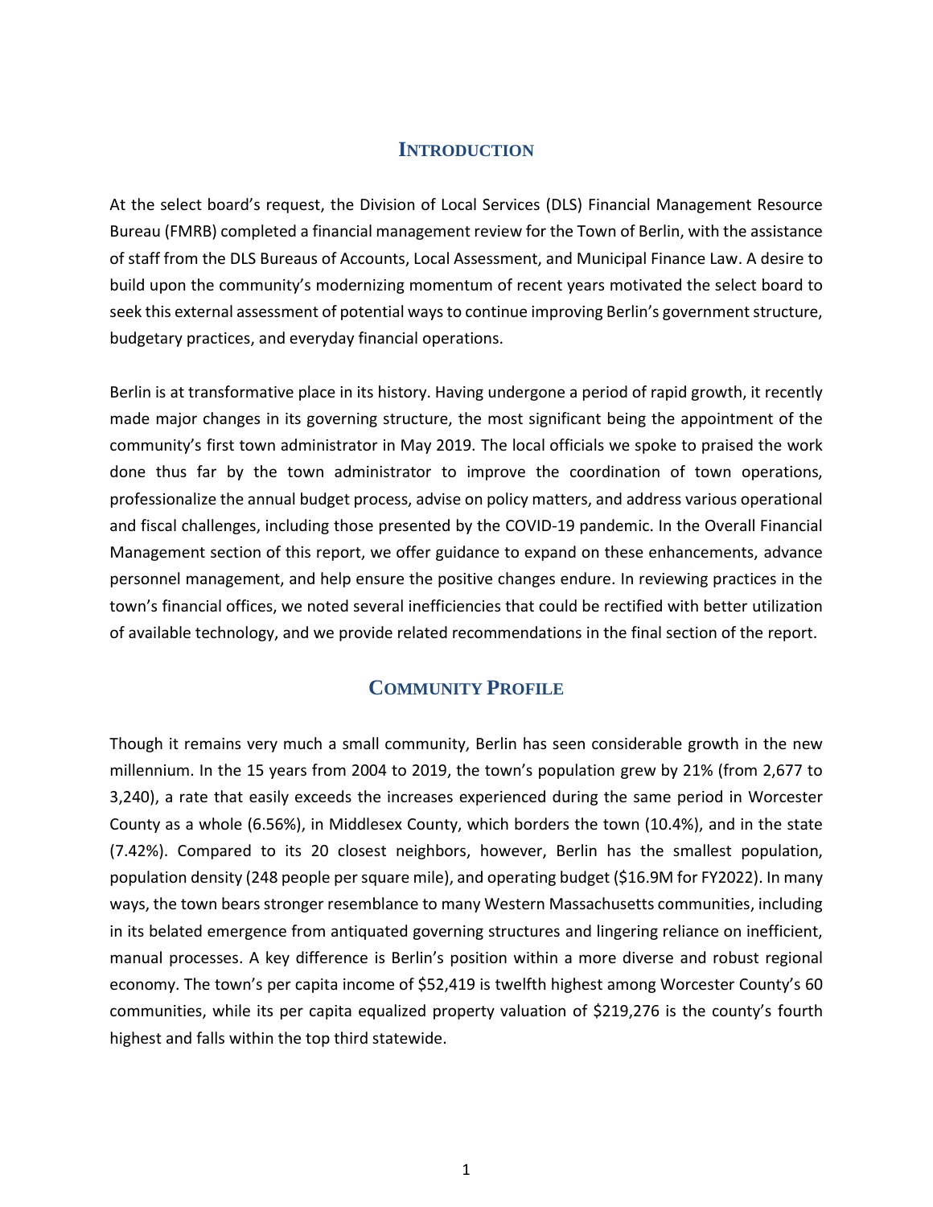## Introduction

At the select board's request, the Division of Local Services (DLS) Financial Management Resource Bureau (FMRB) completed a financial management review for the Town of Berlin, with the assistance of staff from the DLS Bureaus of Accounts, Local Assessment, and Municipal Finance Law. A desire to build upon the community's modernizing momentum of recent years motivated the select board to seek this external assessment of potential ways to continue improving Berlin's government structure, budgetary practices, and everyday financial operations.

Berlin is at transformative place in its history. Having undergone a period of rapid growth, it recently made major changes in its governing structure, the most significant being the appointment of the community's first town administrator in May 2019. The local officials we spoke to praised the work done thus far by the town administrator to improve the coordination of town operations, professionalize the annual budget process, advise on policy matters, and address various operational and fiscal challenges, including those presented by the COVID-19 pandemic. In the Overall Financial Management section of this report, we offer guidance to expand on these enhancements, advance personnel management, and help ensure the positive changes endure. In reviewing practices in the town's financial offices, we noted several inefficiencies that could be rectified with better utilization of available technology, and we provide related recommendations in the final section of the report.

## Community Profile

Though it remains very much a small community, Berlin has seen considerable growth in the new millennium. In the 15 years from 2004 to 2019, the town's population grew by 21% (from 2,677 to 3,240), a rate that easily exceeds the increases experienced during the same period in Worcester County as a whole (6.56%), in Middlesex County, which borders the town (10.4%), and in the state (7.42%). Compared to its 20 closest neighbors, however, Berlin has the smallest population, population density (248 people per square mile), and operating budget ($16.9M for FY2022). In many ways, the town bears stronger resemblance to many Western Massachusetts communities, including in its belated emergence from antiquated governing structures and lingering reliance on inefficient, manual processes. A key difference is Berlin's position within a more diverse and robust regional economy. The town's per capita income of $52,419 is twelfth highest among Worcester County's 60 communities, while its per capita equalized property valuation of $219,276 is the county's fourth highest and falls within the top third statewide.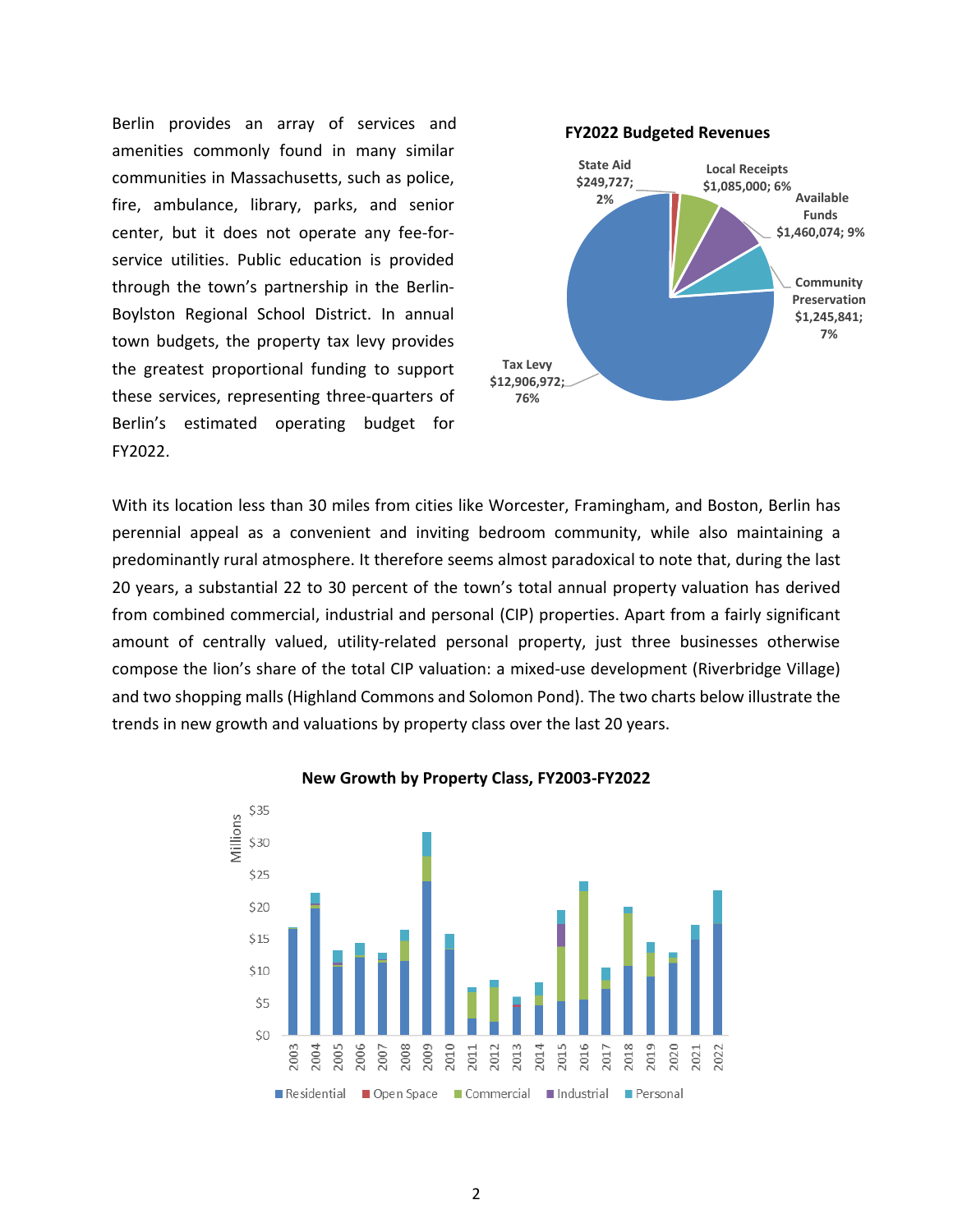Berlin provides an array of services and amenities commonly found in many similar communities in Massachusetts, such as police, fire, ambulance, library, parks, and senior center, but it does not operate any fee-for-service utilities. Public education is provided through the town's partnership in the Berlin-Boylston Regional School District. In annual town budgets, the property tax levy provides the greatest proportional funding to support these services, representing three-quarters of Berlin's estimated operating budget for FY2022.

**FY2022 Budgeted Revenues**

State Aid $249,727; 2%

Local Receipts $1,085,000; 6%

Available Funds $1,460,074; 9%

Community Preservation $1,245,841; 7%

Tax Levy $12,906,972; 76%

With its location less than 30 miles from cities like Worcester, Framingham, and Boston, Berlin has perennial appeal as a convenient and inviting bedroom community, while also maintaining a predominantly rural atmosphere. It therefore seems almost paradoxical to note that, during the last 20 years, a substantial 22 to 30 percent of the town's total annual property valuation has derived from combined commercial, industrial and personal (CIP) properties. Apart from a fairly significant amount of centrally valued, utility-related personal property, just three businesses otherwise compose the lion's share of the total CIP valuation: a mixed-use development (Riverbridge Village) and two shopping malls (Highland Commons and Solomon Pond). The two charts below illustrate the trends in new growth and valuations by property class over the last 20 years.

**New Growth by Property Class, FY2003-FY2022**

Millions: $0, $5, $10, $15, $20, $25, $30, $35

Years: 2003, 2004, 2005, 2006, 2007, 2008, 2009, 2010, 2011, 2012, 2013, 2014, 2015, 2016, 2017, 2018, 2019, 2020, 2021, 2022

Legend: Residential, Open Space, Commercial, Industrial, Personal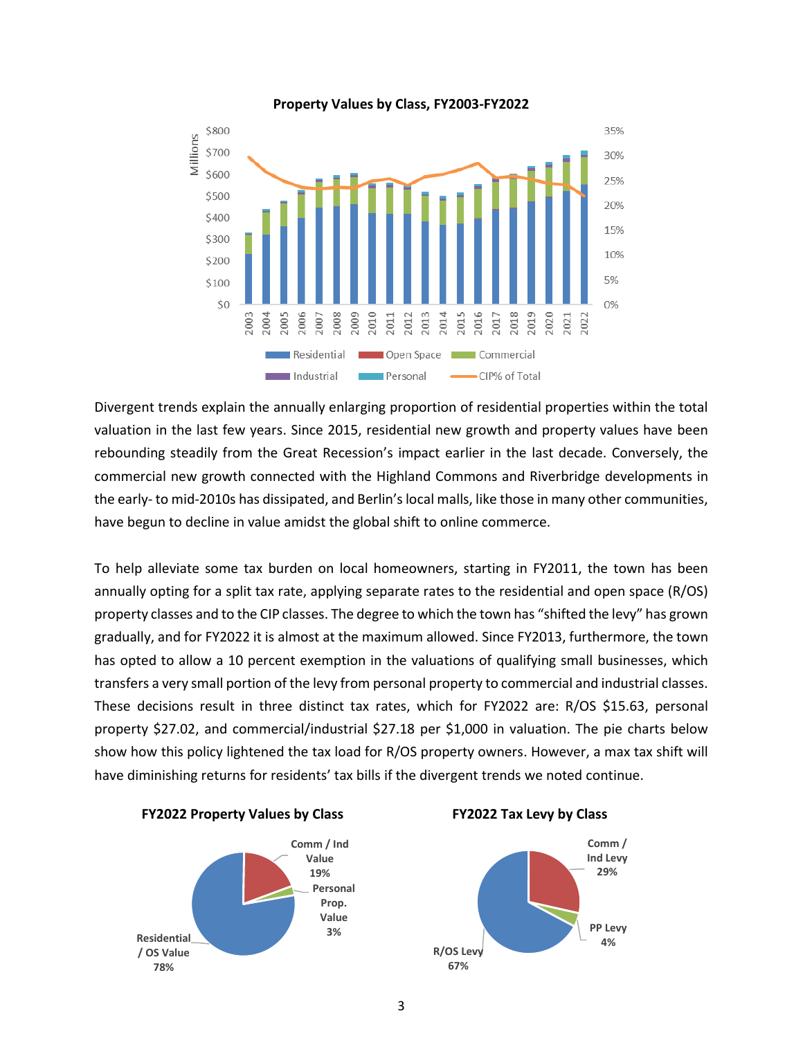**Property Values by Class, FY2003-FY2022**

Divergent trends explain the annually enlarging proportion of residential properties within the total valuation in the last few years. Since 2015, residential new growth and property values have been rebounding steadily from the Great Recession's impact earlier in the last decade. Conversely, the commercial new growth connected with the Highland Commons and Riverbridge developments in the early- to mid-2010s has dissipated, and Berlin's local malls, like those in many other communities, have begun to decline in value amidst the global shift to online commerce.

To help alleviate some tax burden on local homeowners, starting in FY2011, the town has been annually opting for a split tax rate, applying separate rates to the residential and open space (R/OS) property classes and to the CIP classes. The degree to which the town has "shifted the levy" has grown gradually, and for FY2022 it is almost at the maximum allowed. Since FY2013, furthermore, the town has opted to allow a 10 percent exemption in the valuations of qualifying small businesses, which transfers a very small portion of the levy from personal property to commercial and industrial classes. These decisions result in three distinct tax rates, which for FY2022 are: R/OS $15.63, personal property $27.02, and commercial/industrial $27.18 per $1,000 in valuation. The pie charts below show how this policy lightened the tax load for R/OS property owners. However, a max tax shift will have diminishing returns for residents' tax bills if the divergent trends we noted continue.

**FY2022 Property Values by Class**

**FY2022 Tax Levy by Class**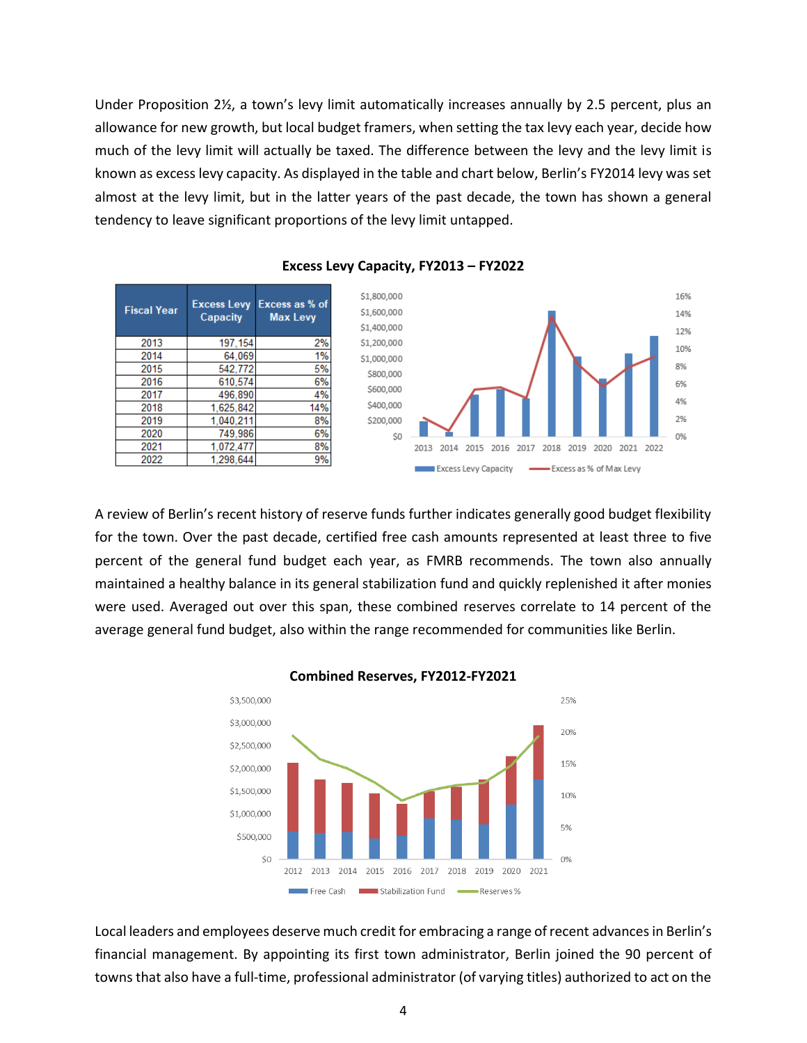Under Proposition 2½, a town's levy limit automatically increases annually by 2.5 percent, plus an allowance for new growth, but local budget framers, when setting the tax levy each year, decide how much of the levy limit will actually be taxed. The difference between the levy and the levy limit is known as excess levy capacity. As displayed in the table and chart below, Berlin's FY2014 levy was set almost at the levy limit, but in the latter years of the past decade, the town has shown a general tendency to leave significant proportions of the levy limit untapped.

**Excess Levy Capacity, FY2013 – FY2022**

| Fiscal Year | Excess Levy Capacity | Excess as % of Max Levy |
|---|---|---|
| 2013 | 197,154 | 2% |
| 2014 | 64,069 | 1% |
| 2015 | 542,772 | 5% |
| 2016 | 610,574 | 6% |
| 2017 | 496,890 | 4% |
| 2018 | 1,625,842 | 14% |
| 2019 | 1,040,211 | 8% |
| 2020 | 749,986 | 6% |
| 2021 | 1,072,477 | 8% |
| 2022 | 1,298,644 | 9% |

A review of Berlin's recent history of reserve funds further indicates generally good budget flexibility for the town. Over the past decade, certified free cash amounts represented at least three to five percent of the general fund budget each year, as FMRB recommends. The town also annually maintained a healthy balance in its general stabilization fund and quickly replenished it after monies were used. Averaged out over this span, these combined reserves correlate to 14 percent of the average general fund budget, also within the range recommended for communities like Berlin.

**Combined Reserves, FY2012-FY2021**

Local leaders and employees deserve much credit for embracing a range of recent advances in Berlin's financial management. By appointing its first town administrator, Berlin joined the 90 percent of towns that also have a full-time, professional administrator (of varying titles) authorized to act on the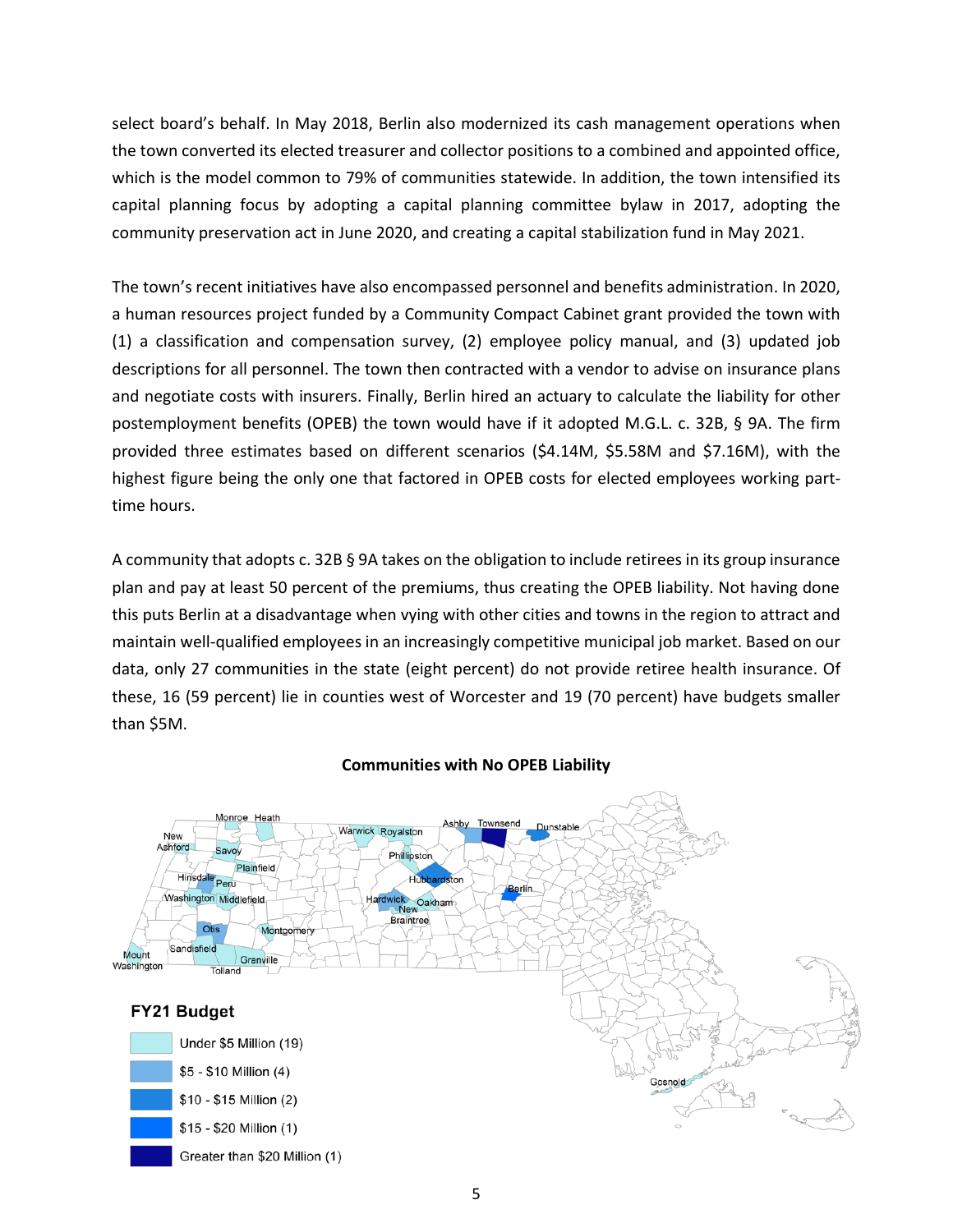select board's behalf. In May 2018, Berlin also modernized its cash management operations when the town converted its elected treasurer and collector positions to a combined and appointed office, which is the model common to 79% of communities statewide. In addition, the town intensified its capital planning focus by adopting a capital planning committee bylaw in 2017, adopting the community preservation act in June 2020, and creating a capital stabilization fund in May 2021.

The town's recent initiatives have also encompassed personnel and benefits administration. In 2020, a human resources project funded by a Community Compact Cabinet grant provided the town with (1) a classification and compensation survey, (2) employee policy manual, and (3) updated job descriptions for all personnel. The town then contracted with a vendor to advise on insurance plans and negotiate costs with insurers. Finally, Berlin hired an actuary to calculate the liability for other postemployment benefits (OPEB) the town would have if it adopted M.G.L. c. 32B, § 9A. The firm provided three estimates based on different scenarios ($4.14M, $5.58M and $7.16M), with the highest figure being the only one that factored in OPEB costs for elected employees working part-time hours.

A community that adopts c. 32B § 9A takes on the obligation to include retirees in its group insurance plan and pay at least 50 percent of the premiums, thus creating the OPEB liability. Not having done this puts Berlin at a disadvantage when vying with other cities and towns in the region to attract and maintain well-qualified employees in an increasingly competitive municipal job market. Based on our data, only 27 communities in the state (eight percent) do not provide retiree health insurance. Of these, 16 (59 percent) lie in counties west of Worcester and 19 (70 percent) have budgets smaller than $5M.

**Communities with No OPEB Liability**

Monroe, Heath, New Ashford, Savoy, Plainfield, Hinsdale, Peru, Washington, Middlefield, Otis, Montgomery, Sandisfield, Mount Washington, Granville, Tolland, Warwick, Royalston, Phillipston, Ashby, Townsend, Dunstable, Hubbardston, Berlin, Hardwick, Oakham, New Braintree, Gosnold

**FY21 Budget**

- Under $5 Million (19)
- $5 - $10 Million (4)
- $10 - $15 Million (2)
- $15 - $20 Million (1)
- Greater than $20 Million (1)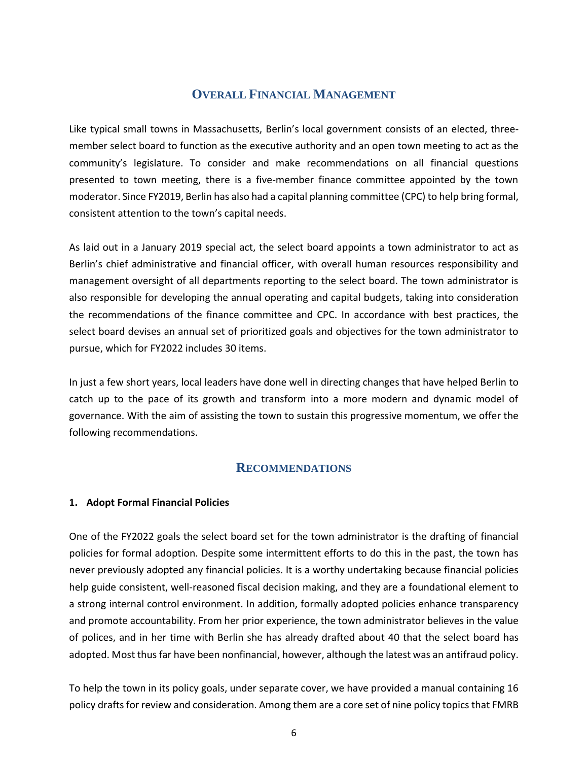## Overall Financial Management

Like typical small towns in Massachusetts, Berlin's local government consists of an elected, three-member select board to function as the executive authority and an open town meeting to act as the community's legislature. To consider and make recommendations on all financial questions presented to town meeting, there is a five-member finance committee appointed by the town moderator. Since FY2019, Berlin has also had a capital planning committee (CPC) to help bring formal, consistent attention to the town's capital needs.

As laid out in a January 2019 special act, the select board appoints a town administrator to act as Berlin's chief administrative and financial officer, with overall human resources responsibility and management oversight of all departments reporting to the select board. The town administrator is also responsible for developing the annual operating and capital budgets, taking into consideration the recommendations of the finance committee and CPC. In accordance with best practices, the select board devises an annual set of prioritized goals and objectives for the town administrator to pursue, which for FY2022 includes 30 items.

In just a few short years, local leaders have done well in directing changes that have helped Berlin to catch up to the pace of its growth and transform into a more modern and dynamic model of governance. With the aim of assisting the town to sustain this progressive momentum, we offer the following recommendations.

## Recommendations

### 1. Adopt Formal Financial Policies

One of the FY2022 goals the select board set for the town administrator is the drafting of financial policies for formal adoption. Despite some intermittent efforts to do this in the past, the town has never previously adopted any financial policies. It is a worthy undertaking because financial policies help guide consistent, well-reasoned fiscal decision making, and they are a foundational element to a strong internal control environment. In addition, formally adopted policies enhance transparency and promote accountability. From her prior experience, the town administrator believes in the value of polices, and in her time with Berlin she has already drafted about 40 that the select board has adopted. Most thus far have been nonfinancial, however, although the latest was an antifraud policy.

To help the town in its policy goals, under separate cover, we have provided a manual containing 16 policy drafts for review and consideration. Among them are a core set of nine policy topics that FMRB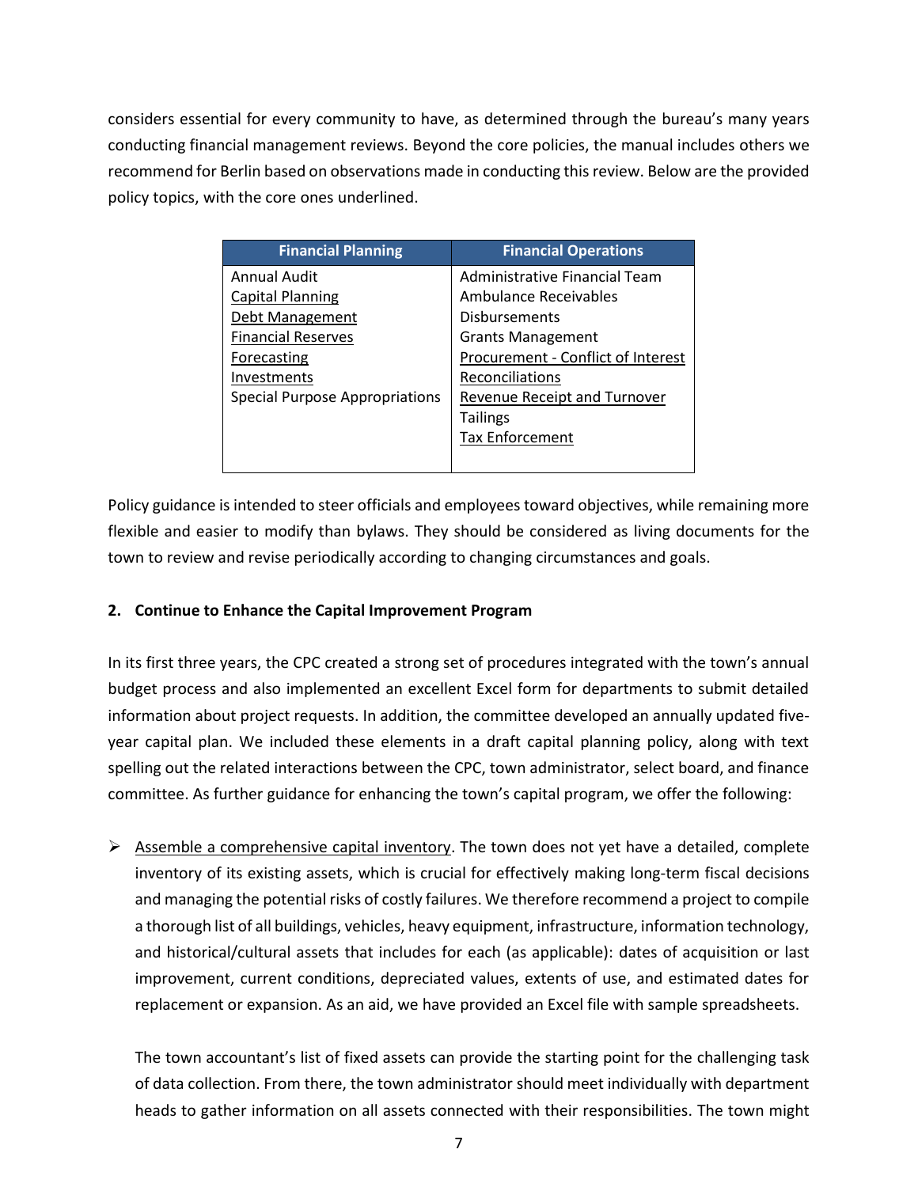considers essential for every community to have, as determined through the bureau's many years conducting financial management reviews. Beyond the core policies, the manual includes others we recommend for Berlin based on observations made in conducting this review. Below are the provided policy topics, with the core ones underlined.

| Financial Planning | Financial Operations |
|---|---|
| Annual Audit | Administrative Financial Team |
| <u>Capital Planning</u> | Ambulance Receivables |
| <u>Debt Management</u> | Disbursements |
| <u>Financial Reserves</u> | Grants Management |
| <u>Forecasting</u> | <u>Procurement - Conflict of Interest</u> |
| <u>Investments</u> | <u>Reconciliations</u> |
| Special Purpose Appropriations | <u>Revenue Receipt and Turnover</u> |
| | Tailings |
| | <u>Tax Enforcement</u> |

Policy guidance is intended to steer officials and employees toward objectives, while remaining more flexible and easier to modify than bylaws. They should be considered as living documents for the town to review and revise periodically according to changing circumstances and goals.

**2. Continue to Enhance the Capital Improvement Program**

In its first three years, the CPC created a strong set of procedures integrated with the town's annual budget process and also implemented an excellent Excel form for departments to submit detailed information about project requests. In addition, the committee developed an annually updated five-year capital plan. We included these elements in a draft capital planning policy, along with text spelling out the related interactions between the CPC, town administrator, select board, and finance committee. As further guidance for enhancing the town's capital program, we offer the following:

- <u>Assemble a comprehensive capital inventory</u>. The town does not yet have a detailed, complete inventory of its existing assets, which is crucial for effectively making long-term fiscal decisions and managing the potential risks of costly failures. We therefore recommend a project to compile a thorough list of all buildings, vehicles, heavy equipment, infrastructure, information technology, and historical/cultural assets that includes for each (as applicable): dates of acquisition or last improvement, current conditions, depreciated values, extents of use, and estimated dates for replacement or expansion. As an aid, we have provided an Excel file with sample spreadsheets.

  The town accountant's list of fixed assets can provide the starting point for the challenging task of data collection. From there, the town administrator should meet individually with department heads to gather information on all assets connected with their responsibilities. The town might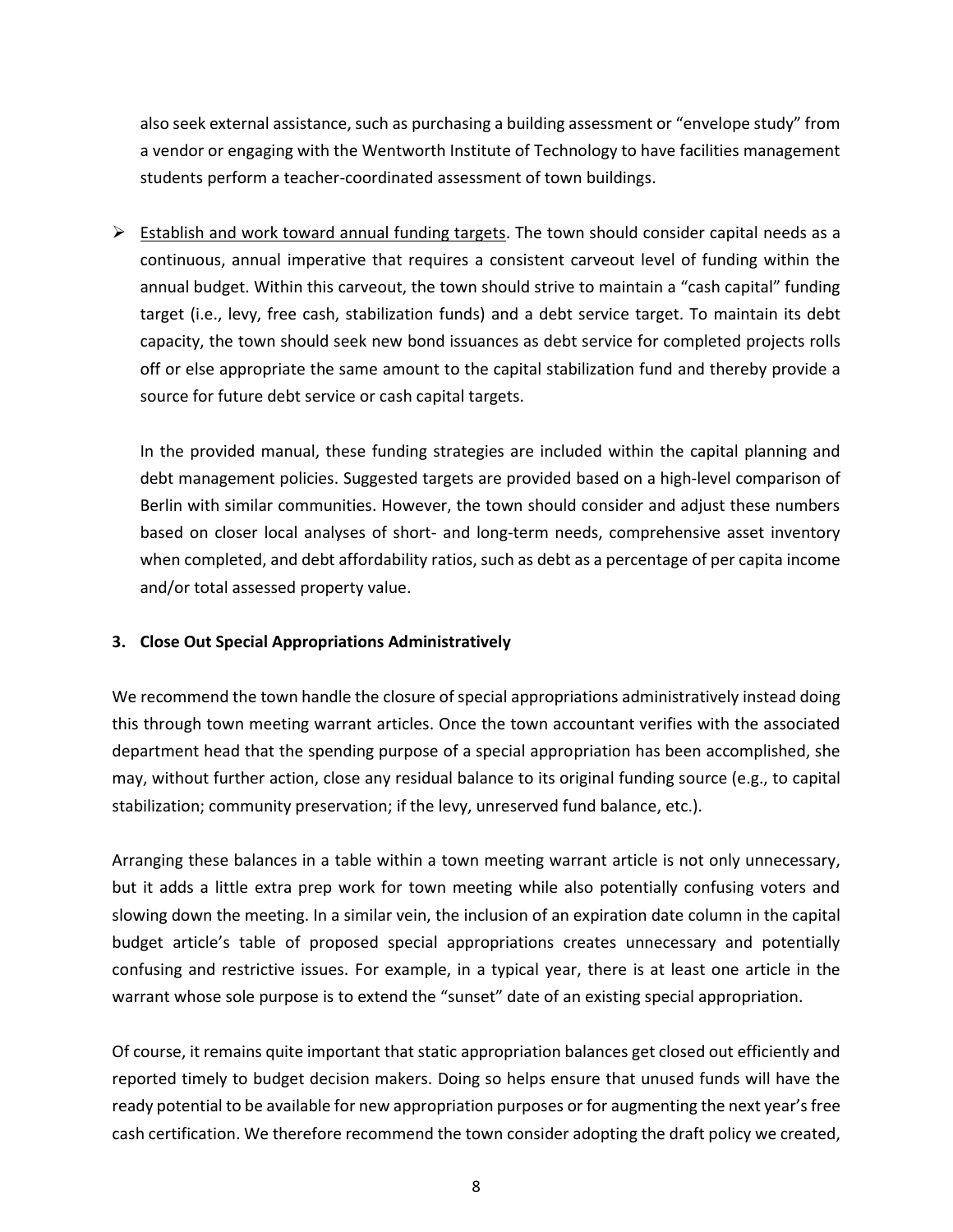also seek external assistance, such as purchasing a building assessment or "envelope study" from a vendor or engaging with the Wentworth Institute of Technology to have facilities management students perform a teacher-coordinated assessment of town buildings.

- Establish and work toward annual funding targets. The town should consider capital needs as a continuous, annual imperative that requires a consistent carveout level of funding within the annual budget. Within this carveout, the town should strive to maintain a "cash capital" funding target (i.e., levy, free cash, stabilization funds) and a debt service target. To maintain its debt capacity, the town should seek new bond issuances as debt service for completed projects rolls off or else appropriate the same amount to the capital stabilization fund and thereby provide a source for future debt service or cash capital targets.

  In the provided manual, these funding strategies are included within the capital planning and debt management policies. Suggested targets are provided based on a high-level comparison of Berlin with similar communities. However, the town should consider and adjust these numbers based on closer local analyses of short- and long-term needs, comprehensive asset inventory when completed, and debt affordability ratios, such as debt as a percentage of per capita income and/or total assessed property value.

**3. Close Out Special Appropriations Administratively**

We recommend the town handle the closure of special appropriations administratively instead doing this through town meeting warrant articles. Once the town accountant verifies with the associated department head that the spending purpose of a special appropriation has been accomplished, she may, without further action, close any residual balance to its original funding source (e.g., to capital stabilization; community preservation; if the levy, unreserved fund balance, etc.).

Arranging these balances in a table within a town meeting warrant article is not only unnecessary, but it adds a little extra prep work for town meeting while also potentially confusing voters and slowing down the meeting. In a similar vein, the inclusion of an expiration date column in the capital budget article's table of proposed special appropriations creates unnecessary and potentially confusing and restrictive issues. For example, in a typical year, there is at least one article in the warrant whose sole purpose is to extend the "sunset" date of an existing special appropriation.

Of course, it remains quite important that static appropriation balances get closed out efficiently and reported timely to budget decision makers. Doing so helps ensure that unused funds will have the ready potential to be available for new appropriation purposes or for augmenting the next year's free cash certification. We therefore recommend the town consider adopting the draft policy we created,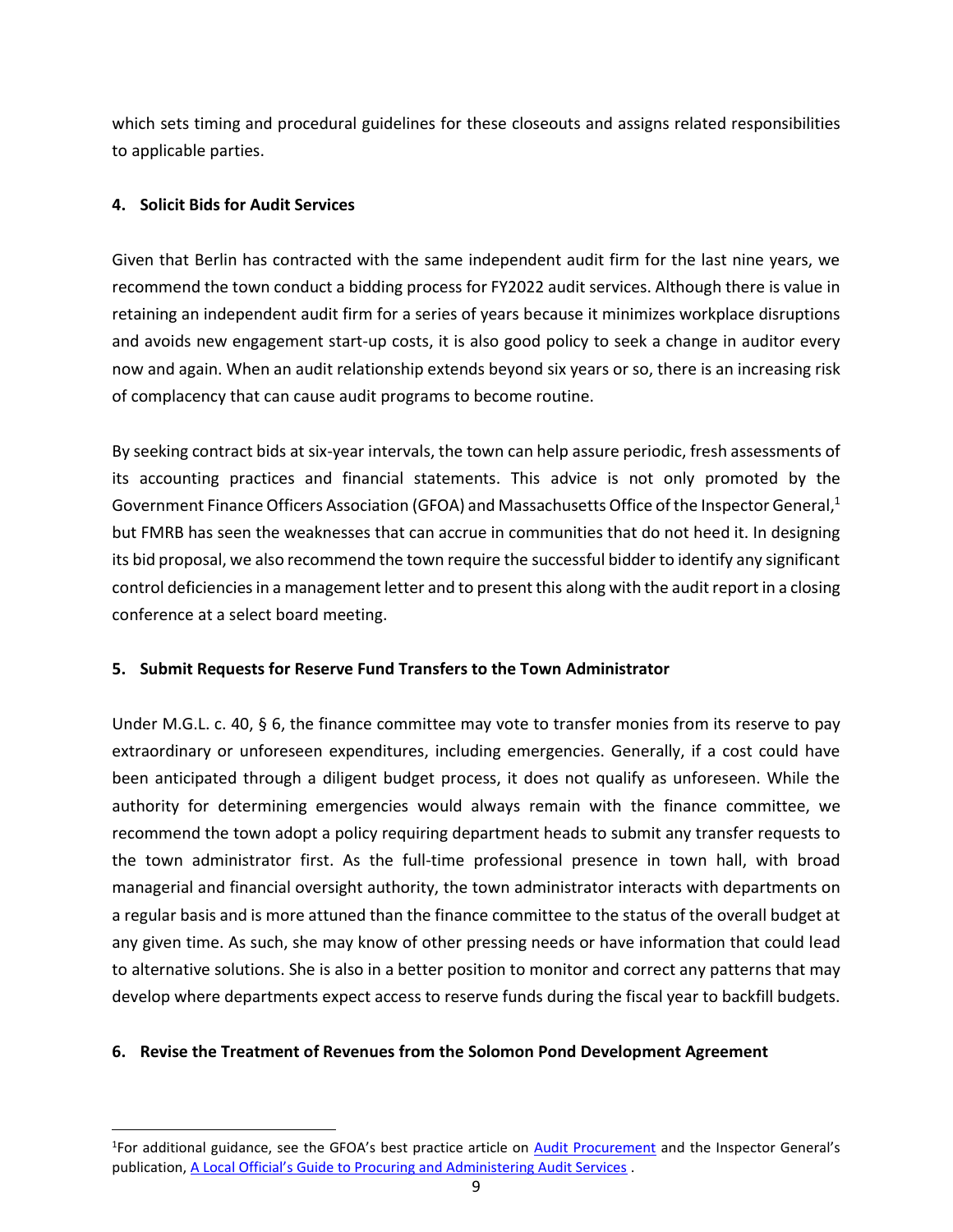which sets timing and procedural guidelines for these closeouts and assigns related responsibilities to applicable parties.

### 4. Solicit Bids for Audit Services

Given that Berlin has contracted with the same independent audit firm for the last nine years, we recommend the town conduct a bidding process for FY2022 audit services. Although there is value in retaining an independent audit firm for a series of years because it minimizes workplace disruptions and avoids new engagement start-up costs, it is also good policy to seek a change in auditor every now and again. When an audit relationship extends beyond six years or so, there is an increasing risk of complacency that can cause audit programs to become routine.

By seeking contract bids at six-year intervals, the town can help assure periodic, fresh assessments of its accounting practices and financial statements. This advice is not only promoted by the Government Finance Officers Association (GFOA) and Massachusetts Office of the Inspector General,[1] but FMRB has seen the weaknesses that can accrue in communities that do not heed it. In designing its bid proposal, we also recommend the town require the successful bidder to identify any significant control deficiencies in a management letter and to present this along with the audit report in a closing conference at a select board meeting.

### 5. Submit Requests for Reserve Fund Transfers to the Town Administrator

Under M.G.L. c. 40, § 6, the finance committee may vote to transfer monies from its reserve to pay extraordinary or unforeseen expenditures, including emergencies. Generally, if a cost could have been anticipated through a diligent budget process, it does not qualify as unforeseen. While the authority for determining emergencies would always remain with the finance committee, we recommend the town adopt a policy requiring department heads to submit any transfer requests to the town administrator first. As the full-time professional presence in town hall, with broad managerial and financial oversight authority, the town administrator interacts with departments on a regular basis and is more attuned than the finance committee to the status of the overall budget at any given time. As such, she may know of other pressing needs or have information that could lead to alternative solutions. She is also in a better position to monitor and correct any patterns that may develop where departments expect access to reserve funds during the fiscal year to backfill budgets.

### 6. Revise the Treatment of Revenues from the Solomon Pond Development Agreement

---

[1]For additional guidance, see the GFOA's best practice article on Audit Procurement and the Inspector General's publication, A Local Official's Guide to Procuring and Administering Audit Services .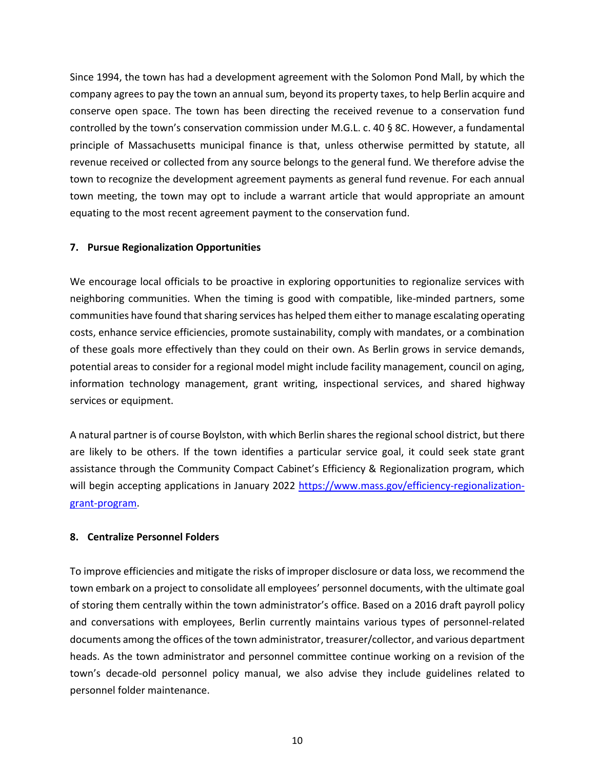Since 1994, the town has had a development agreement with the Solomon Pond Mall, by which the company agrees to pay the town an annual sum, beyond its property taxes, to help Berlin acquire and conserve open space. The town has been directing the received revenue to a conservation fund controlled by the town's conservation commission under M.G.L. c. 40 § 8C. However, a fundamental principle of Massachusetts municipal finance is that, unless otherwise permitted by statute, all revenue received or collected from any source belongs to the general fund. We therefore advise the town to recognize the development agreement payments as general fund revenue. For each annual town meeting, the town may opt to include a warrant article that would appropriate an amount equating to the most recent agreement payment to the conservation fund.

### 7. Pursue Regionalization Opportunities

We encourage local officials to be proactive in exploring opportunities to regionalize services with neighboring communities. When the timing is good with compatible, like-minded partners, some communities have found that sharing services has helped them either to manage escalating operating costs, enhance service efficiencies, promote sustainability, comply with mandates, or a combination of these goals more effectively than they could on their own. As Berlin grows in service demands, potential areas to consider for a regional model might include facility management, council on aging, information technology management, grant writing, inspectional services, and shared highway services or equipment.

A natural partner is of course Boylston, with which Berlin shares the regional school district, but there are likely to be others. If the town identifies a particular service goal, it could seek state grant assistance through the Community Compact Cabinet's Efficiency & Regionalization program, which will begin accepting applications in January 2022 [https://www.mass.gov/efficiency-regionalization-grant-program](https://www.mass.gov/efficiency-regionalization-grant-program).

### 8. Centralize Personnel Folders

To improve efficiencies and mitigate the risks of improper disclosure or data loss, we recommend the town embark on a project to consolidate all employees' personnel documents, with the ultimate goal of storing them centrally within the town administrator's office. Based on a 2016 draft payroll policy and conversations with employees, Berlin currently maintains various types of personnel-related documents among the offices of the town administrator, treasurer/collector, and various department heads. As the town administrator and personnel committee continue working on a revision of the town's decade-old personnel policy manual, we also advise they include guidelines related to personnel folder maintenance.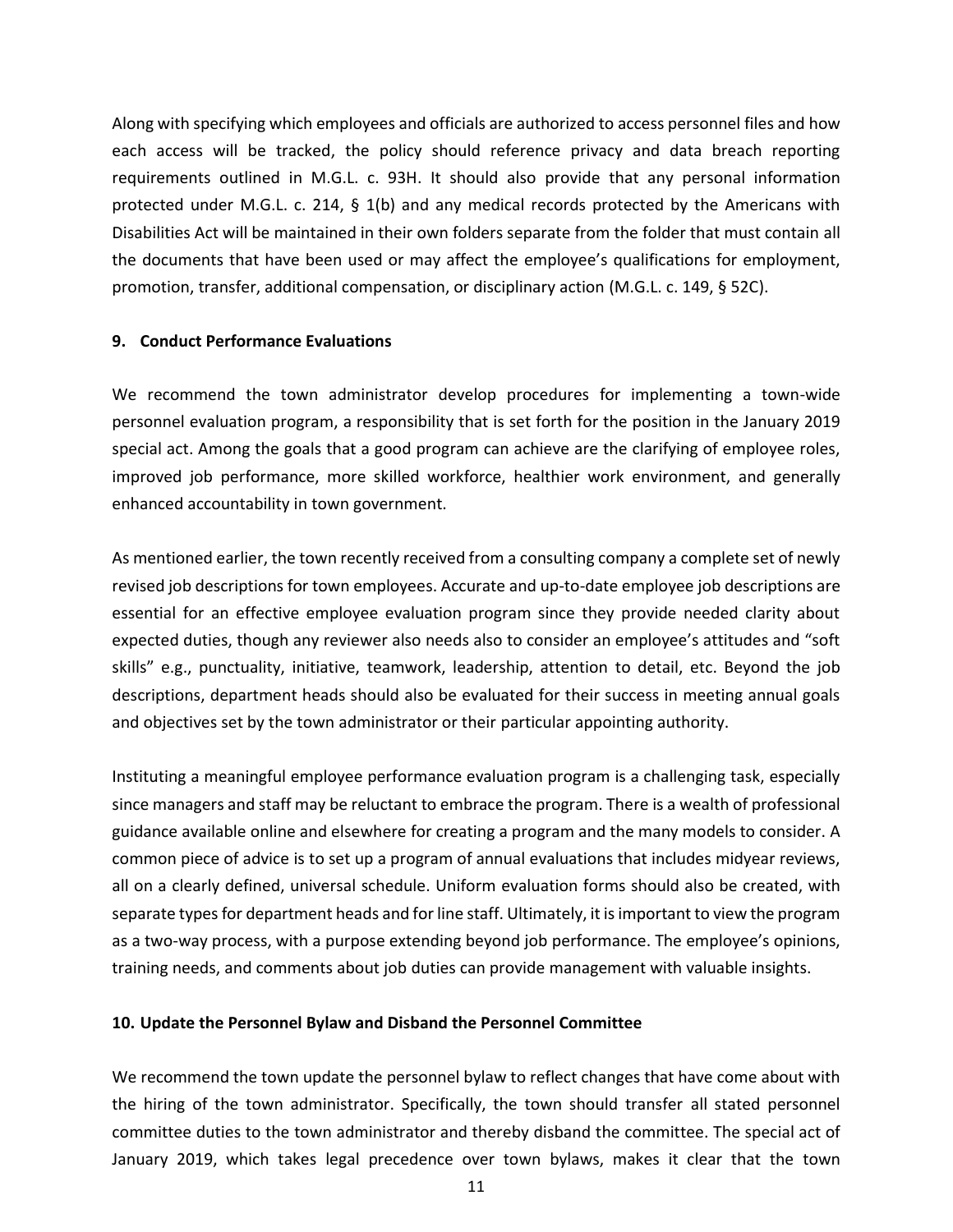Along with specifying which employees and officials are authorized to access personnel files and how each access will be tracked, the policy should reference privacy and data breach reporting requirements outlined in M.G.L. c. 93H. It should also provide that any personal information protected under M.G.L. c. 214, § 1(b) and any medical records protected by the Americans with Disabilities Act will be maintained in their own folders separate from the folder that must contain all the documents that have been used or may affect the employee's qualifications for employment, promotion, transfer, additional compensation, or disciplinary action (M.G.L. c. 149, § 52C).

### 9. Conduct Performance Evaluations

We recommend the town administrator develop procedures for implementing a town-wide personnel evaluation program, a responsibility that is set forth for the position in the January 2019 special act. Among the goals that a good program can achieve are the clarifying of employee roles, improved job performance, more skilled workforce, healthier work environment, and generally enhanced accountability in town government.

As mentioned earlier, the town recently received from a consulting company a complete set of newly revised job descriptions for town employees. Accurate and up-to-date employee job descriptions are essential for an effective employee evaluation program since they provide needed clarity about expected duties, though any reviewer also needs also to consider an employee's attitudes and "soft skills" e.g., punctuality, initiative, teamwork, leadership, attention to detail, etc. Beyond the job descriptions, department heads should also be evaluated for their success in meeting annual goals and objectives set by the town administrator or their particular appointing authority.

Instituting a meaningful employee performance evaluation program is a challenging task, especially since managers and staff may be reluctant to embrace the program. There is a wealth of professional guidance available online and elsewhere for creating a program and the many models to consider. A common piece of advice is to set up a program of annual evaluations that includes midyear reviews, all on a clearly defined, universal schedule. Uniform evaluation forms should also be created, with separate types for department heads and for line staff. Ultimately, it is important to view the program as a two-way process, with a purpose extending beyond job performance. The employee's opinions, training needs, and comments about job duties can provide management with valuable insights.

### 10. Update the Personnel Bylaw and Disband the Personnel Committee

We recommend the town update the personnel bylaw to reflect changes that have come about with the hiring of the town administrator. Specifically, the town should transfer all stated personnel committee duties to the town administrator and thereby disband the committee. The special act of January 2019, which takes legal precedence over town bylaws, makes it clear that the town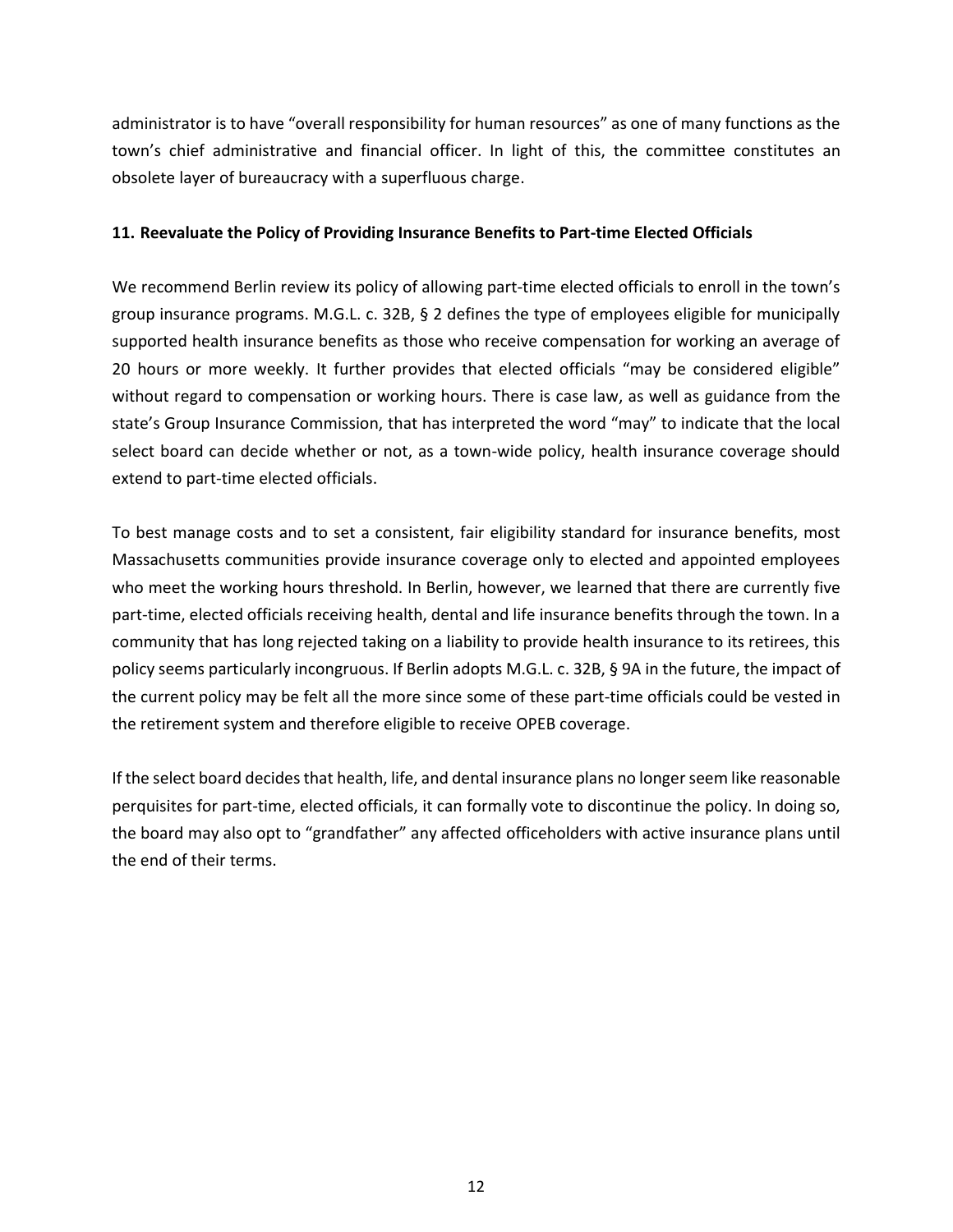administrator is to have "overall responsibility for human resources" as one of many functions as the town's chief administrative and financial officer. In light of this, the committee constitutes an obsolete layer of bureaucracy with a superfluous charge.

### 11. Reevaluate the Policy of Providing Insurance Benefits to Part-time Elected Officials

We recommend Berlin review its policy of allowing part-time elected officials to enroll in the town's group insurance programs. M.G.L. c. 32B, § 2 defines the type of employees eligible for municipally supported health insurance benefits as those who receive compensation for working an average of 20 hours or more weekly. It further provides that elected officials "may be considered eligible" without regard to compensation or working hours. There is case law, as well as guidance from the state's Group Insurance Commission, that has interpreted the word "may" to indicate that the local select board can decide whether or not, as a town-wide policy, health insurance coverage should extend to part-time elected officials.

To best manage costs and to set a consistent, fair eligibility standard for insurance benefits, most Massachusetts communities provide insurance coverage only to elected and appointed employees who meet the working hours threshold. In Berlin, however, we learned that there are currently five part-time, elected officials receiving health, dental and life insurance benefits through the town. In a community that has long rejected taking on a liability to provide health insurance to its retirees, this policy seems particularly incongruous. If Berlin adopts M.G.L. c. 32B, § 9A in the future, the impact of the current policy may be felt all the more since some of these part-time officials could be vested in the retirement system and therefore eligible to receive OPEB coverage.

If the select board decides that health, life, and dental insurance plans no longer seem like reasonable perquisites for part-time, elected officials, it can formally vote to discontinue the policy. In doing so, the board may also opt to "grandfather" any affected officeholders with active insurance plans until the end of their terms.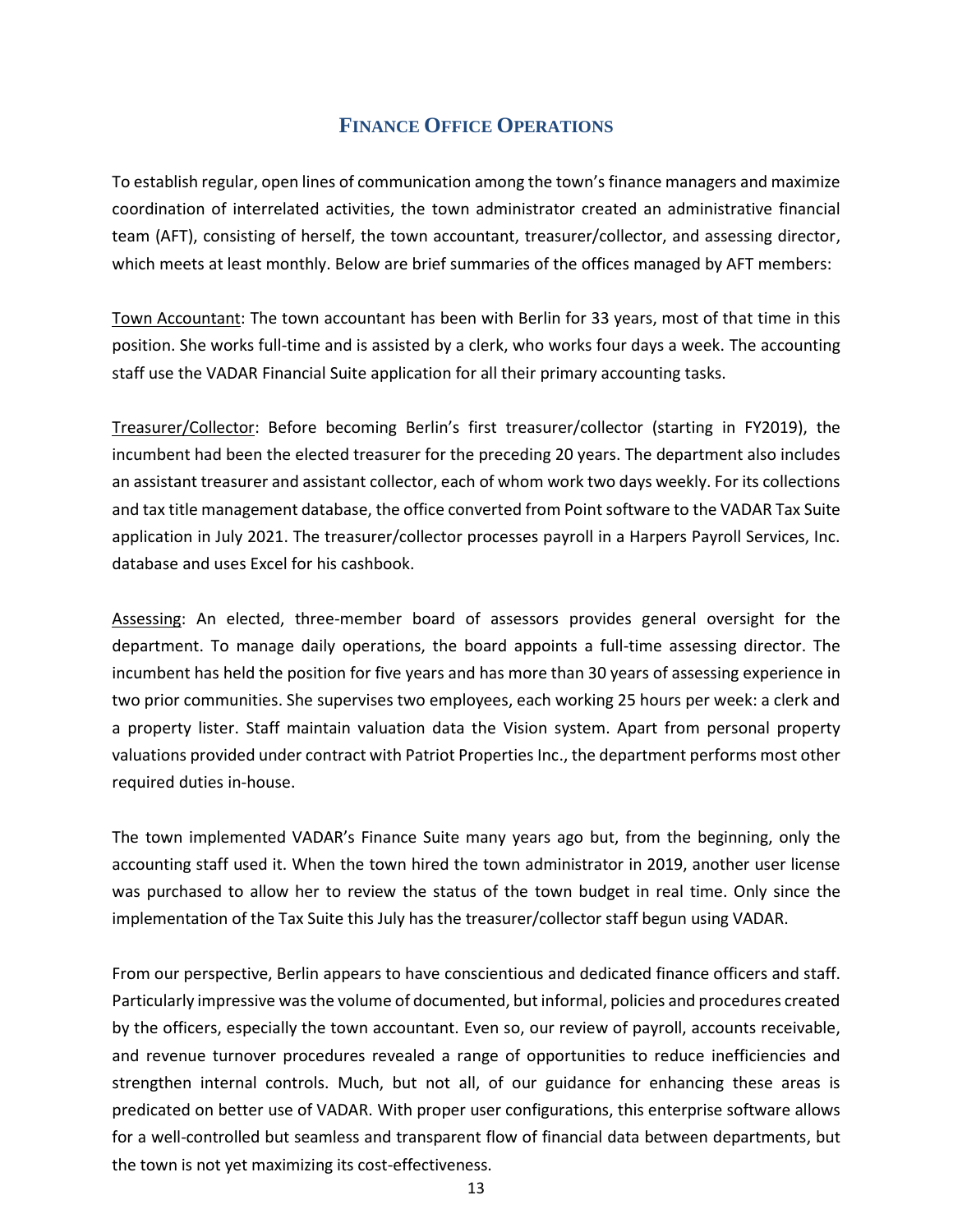## Finance Office Operations

To establish regular, open lines of communication among the town's finance managers and maximize coordination of interrelated activities, the town administrator created an administrative financial team (AFT), consisting of herself, the town accountant, treasurer/collector, and assessing director, which meets at least monthly. Below are brief summaries of the offices managed by AFT members:

Town Accountant: The town accountant has been with Berlin for 33 years, most of that time in this position. She works full-time and is assisted by a clerk, who works four days a week. The accounting staff use the VADAR Financial Suite application for all their primary accounting tasks.

Treasurer/Collector: Before becoming Berlin's first treasurer/collector (starting in FY2019), the incumbent had been the elected treasurer for the preceding 20 years. The department also includes an assistant treasurer and assistant collector, each of whom work two days weekly. For its collections and tax title management database, the office converted from Point software to the VADAR Tax Suite application in July 2021. The treasurer/collector processes payroll in a Harpers Payroll Services, Inc. database and uses Excel for his cashbook.

Assessing: An elected, three-member board of assessors provides general oversight for the department. To manage daily operations, the board appoints a full-time assessing director. The incumbent has held the position for five years and has more than 30 years of assessing experience in two prior communities. She supervises two employees, each working 25 hours per week: a clerk and a property lister. Staff maintain valuation data the Vision system. Apart from personal property valuations provided under contract with Patriot Properties Inc., the department performs most other required duties in-house.

The town implemented VADAR's Finance Suite many years ago but, from the beginning, only the accounting staff used it. When the town hired the town administrator in 2019, another user license was purchased to allow her to review the status of the town budget in real time. Only since the implementation of the Tax Suite this July has the treasurer/collector staff begun using VADAR.

From our perspective, Berlin appears to have conscientious and dedicated finance officers and staff. Particularly impressive was the volume of documented, but informal, policies and procedures created by the officers, especially the town accountant. Even so, our review of payroll, accounts receivable, and revenue turnover procedures revealed a range of opportunities to reduce inefficiencies and strengthen internal controls. Much, but not all, of our guidance for enhancing these areas is predicated on better use of VADAR. With proper user configurations, this enterprise software allows for a well-controlled but seamless and transparent flow of financial data between departments, but the town is not yet maximizing its cost-effectiveness.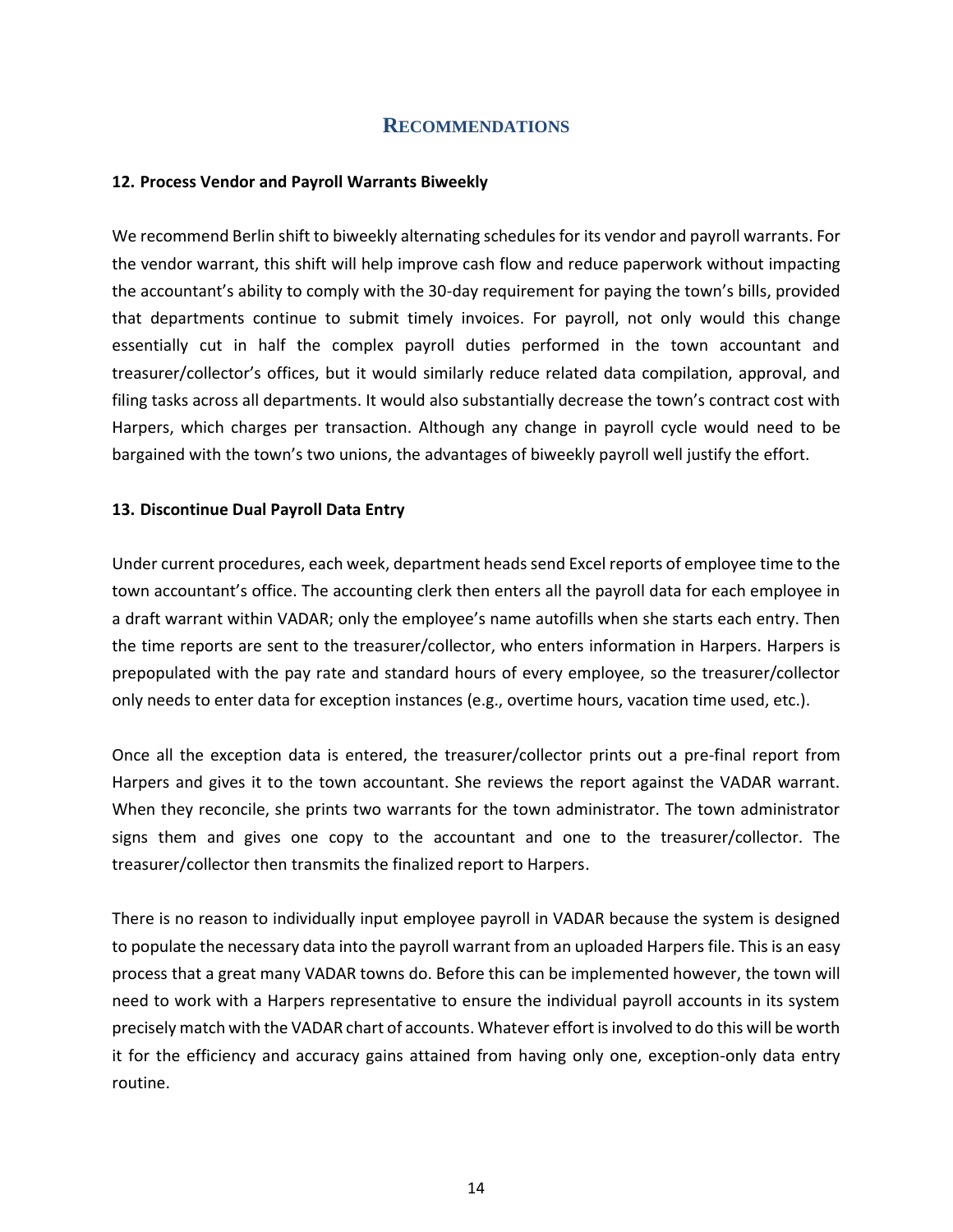## Recommendations

### 12. Process Vendor and Payroll Warrants Biweekly

We recommend Berlin shift to biweekly alternating schedules for its vendor and payroll warrants. For the vendor warrant, this shift will help improve cash flow and reduce paperwork without impacting the accountant's ability to comply with the 30-day requirement for paying the town's bills, provided that departments continue to submit timely invoices. For payroll, not only would this change essentially cut in half the complex payroll duties performed in the town accountant and treasurer/collector's offices, but it would similarly reduce related data compilation, approval, and filing tasks across all departments. It would also substantially decrease the town's contract cost with Harpers, which charges per transaction. Although any change in payroll cycle would need to be bargained with the town's two unions, the advantages of biweekly payroll well justify the effort.

### 13. Discontinue Dual Payroll Data Entry

Under current procedures, each week, department heads send Excel reports of employee time to the town accountant's office. The accounting clerk then enters all the payroll data for each employee in a draft warrant within VADAR; only the employee's name autofills when she starts each entry. Then the time reports are sent to the treasurer/collector, who enters information in Harpers. Harpers is prepopulated with the pay rate and standard hours of every employee, so the treasurer/collector only needs to enter data for exception instances (e.g., overtime hours, vacation time used, etc.).

Once all the exception data is entered, the treasurer/collector prints out a pre-final report from Harpers and gives it to the town accountant. She reviews the report against the VADAR warrant. When they reconcile, she prints two warrants for the town administrator. The town administrator signs them and gives one copy to the accountant and one to the treasurer/collector. The treasurer/collector then transmits the finalized report to Harpers.

There is no reason to individually input employee payroll in VADAR because the system is designed to populate the necessary data into the payroll warrant from an uploaded Harpers file. This is an easy process that a great many VADAR towns do. Before this can be implemented however, the town will need to work with a Harpers representative to ensure the individual payroll accounts in its system precisely match with the VADAR chart of accounts. Whatever effort is involved to do this will be worth it for the efficiency and accuracy gains attained from having only one, exception-only data entry routine.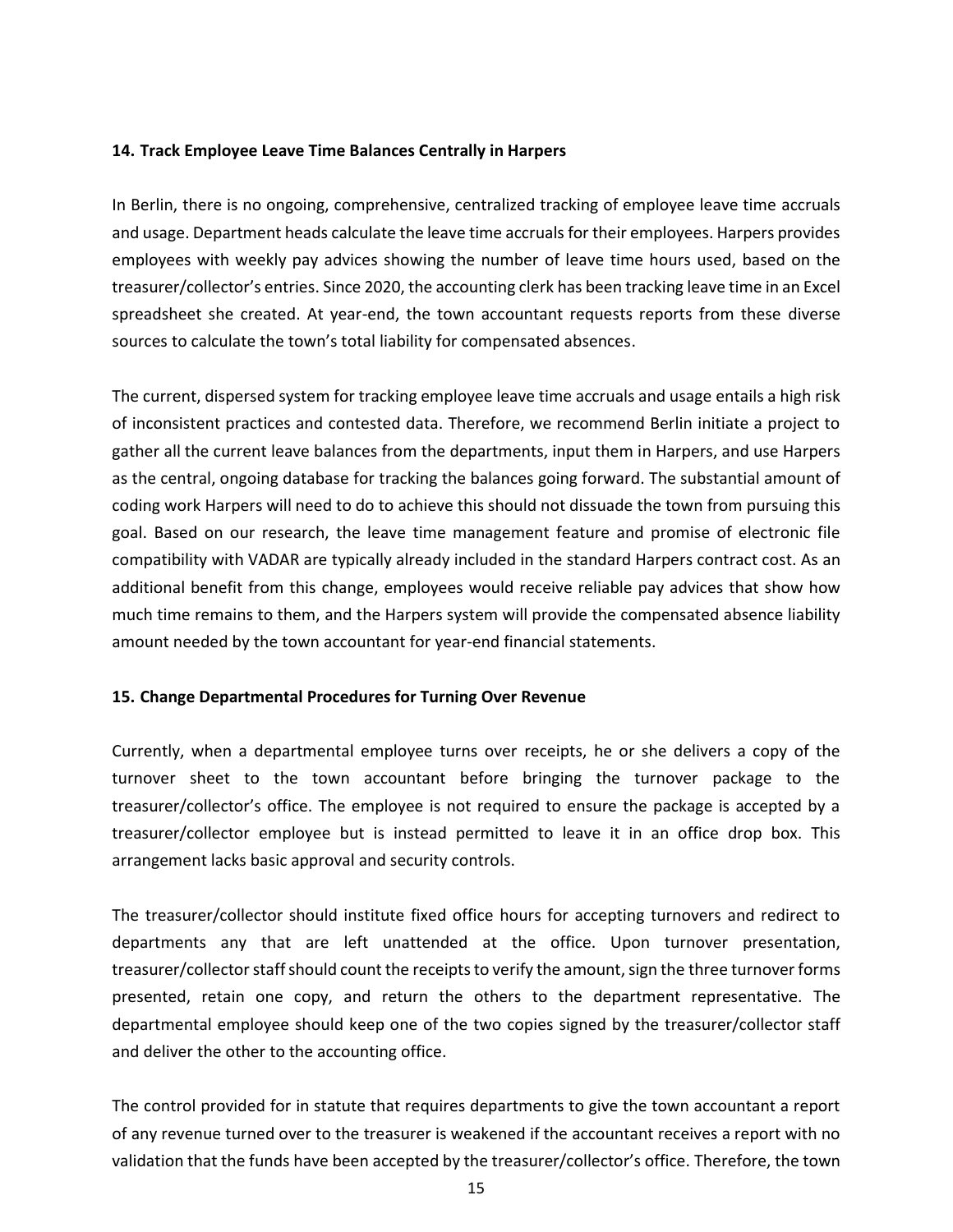### 14. Track Employee Leave Time Balances Centrally in Harpers

In Berlin, there is no ongoing, comprehensive, centralized tracking of employee leave time accruals and usage. Department heads calculate the leave time accruals for their employees. Harpers provides employees with weekly pay advices showing the number of leave time hours used, based on the treasurer/collector's entries. Since 2020, the accounting clerk has been tracking leave time in an Excel spreadsheet she created. At year-end, the town accountant requests reports from these diverse sources to calculate the town's total liability for compensated absences.

The current, dispersed system for tracking employee leave time accruals and usage entails a high risk of inconsistent practices and contested data. Therefore, we recommend Berlin initiate a project to gather all the current leave balances from the departments, input them in Harpers, and use Harpers as the central, ongoing database for tracking the balances going forward. The substantial amount of coding work Harpers will need to do to achieve this should not dissuade the town from pursuing this goal. Based on our research, the leave time management feature and promise of electronic file compatibility with VADAR are typically already included in the standard Harpers contract cost. As an additional benefit from this change, employees would receive reliable pay advices that show how much time remains to them, and the Harpers system will provide the compensated absence liability amount needed by the town accountant for year-end financial statements.

### 15. Change Departmental Procedures for Turning Over Revenue

Currently, when a departmental employee turns over receipts, he or she delivers a copy of the turnover sheet to the town accountant before bringing the turnover package to the treasurer/collector's office. The employee is not required to ensure the package is accepted by a treasurer/collector employee but is instead permitted to leave it in an office drop box. This arrangement lacks basic approval and security controls.

The treasurer/collector should institute fixed office hours for accepting turnovers and redirect to departments any that are left unattended at the office. Upon turnover presentation, treasurer/collector staff should count the receipts to verify the amount, sign the three turnover forms presented, retain one copy, and return the others to the department representative. The departmental employee should keep one of the two copies signed by the treasurer/collector staff and deliver the other to the accounting office.

The control provided for in statute that requires departments to give the town accountant a report of any revenue turned over to the treasurer is weakened if the accountant receives a report with no validation that the funds have been accepted by the treasurer/collector's office. Therefore, the town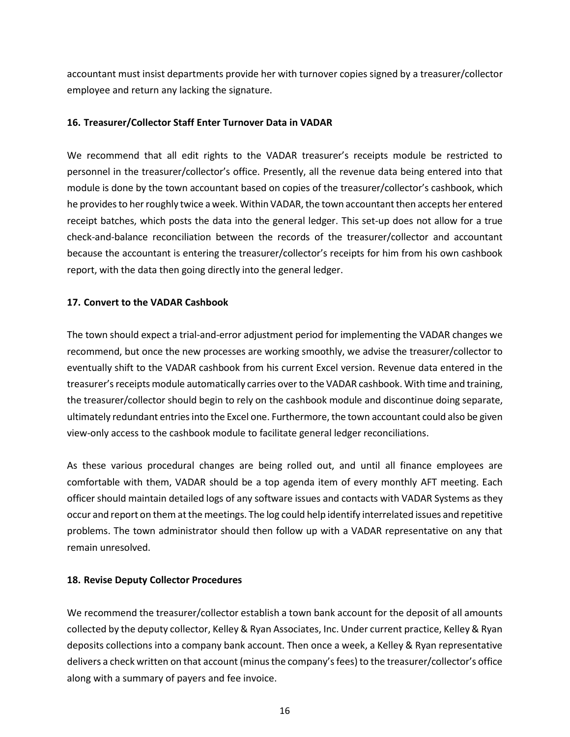accountant must insist departments provide her with turnover copies signed by a treasurer/collector employee and return any lacking the signature.

### 16. Treasurer/Collector Staff Enter Turnover Data in VADAR

We recommend that all edit rights to the VADAR treasurer's receipts module be restricted to personnel in the treasurer/collector's office. Presently, all the revenue data being entered into that module is done by the town accountant based on copies of the treasurer/collector's cashbook, which he provides to her roughly twice a week. Within VADAR, the town accountant then accepts her entered receipt batches, which posts the data into the general ledger. This set-up does not allow for a true check-and-balance reconciliation between the records of the treasurer/collector and accountant because the accountant is entering the treasurer/collector's receipts for him from his own cashbook report, with the data then going directly into the general ledger.

### 17. Convert to the VADAR Cashbook

The town should expect a trial-and-error adjustment period for implementing the VADAR changes we recommend, but once the new processes are working smoothly, we advise the treasurer/collector to eventually shift to the VADAR cashbook from his current Excel version. Revenue data entered in the treasurer's receipts module automatically carries over to the VADAR cashbook. With time and training, the treasurer/collector should begin to rely on the cashbook module and discontinue doing separate, ultimately redundant entries into the Excel one. Furthermore, the town accountant could also be given view-only access to the cashbook module to facilitate general ledger reconciliations.

As these various procedural changes are being rolled out, and until all finance employees are comfortable with them, VADAR should be a top agenda item of every monthly AFT meeting. Each officer should maintain detailed logs of any software issues and contacts with VADAR Systems as they occur and report on them at the meetings. The log could help identify interrelated issues and repetitive problems. The town administrator should then follow up with a VADAR representative on any that remain unresolved.

### 18. Revise Deputy Collector Procedures

We recommend the treasurer/collector establish a town bank account for the deposit of all amounts collected by the deputy collector, Kelley & Ryan Associates, Inc. Under current practice, Kelley & Ryan deposits collections into a company bank account. Then once a week, a Kelley & Ryan representative delivers a check written on that account (minus the company's fees) to the treasurer/collector's office along with a summary of payers and fee invoice.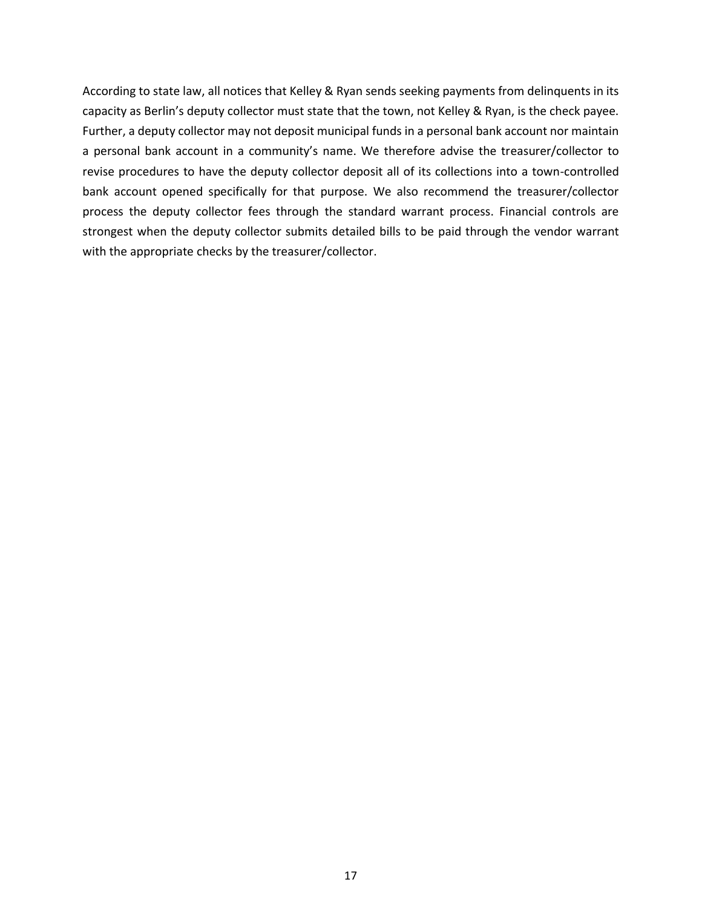According to state law, all notices that Kelley & Ryan sends seeking payments from delinquents in its capacity as Berlin's deputy collector must state that the town, not Kelley & Ryan, is the check payee. Further, a deputy collector may not deposit municipal funds in a personal bank account nor maintain a personal bank account in a community's name. We therefore advise the treasurer/collector to revise procedures to have the deputy collector deposit all of its collections into a town-controlled bank account opened specifically for that purpose. We also recommend the treasurer/collector process the deputy collector fees through the standard warrant process. Financial controls are strongest when the deputy collector submits detailed bills to be paid through the vendor warrant with the appropriate checks by the treasurer/collector.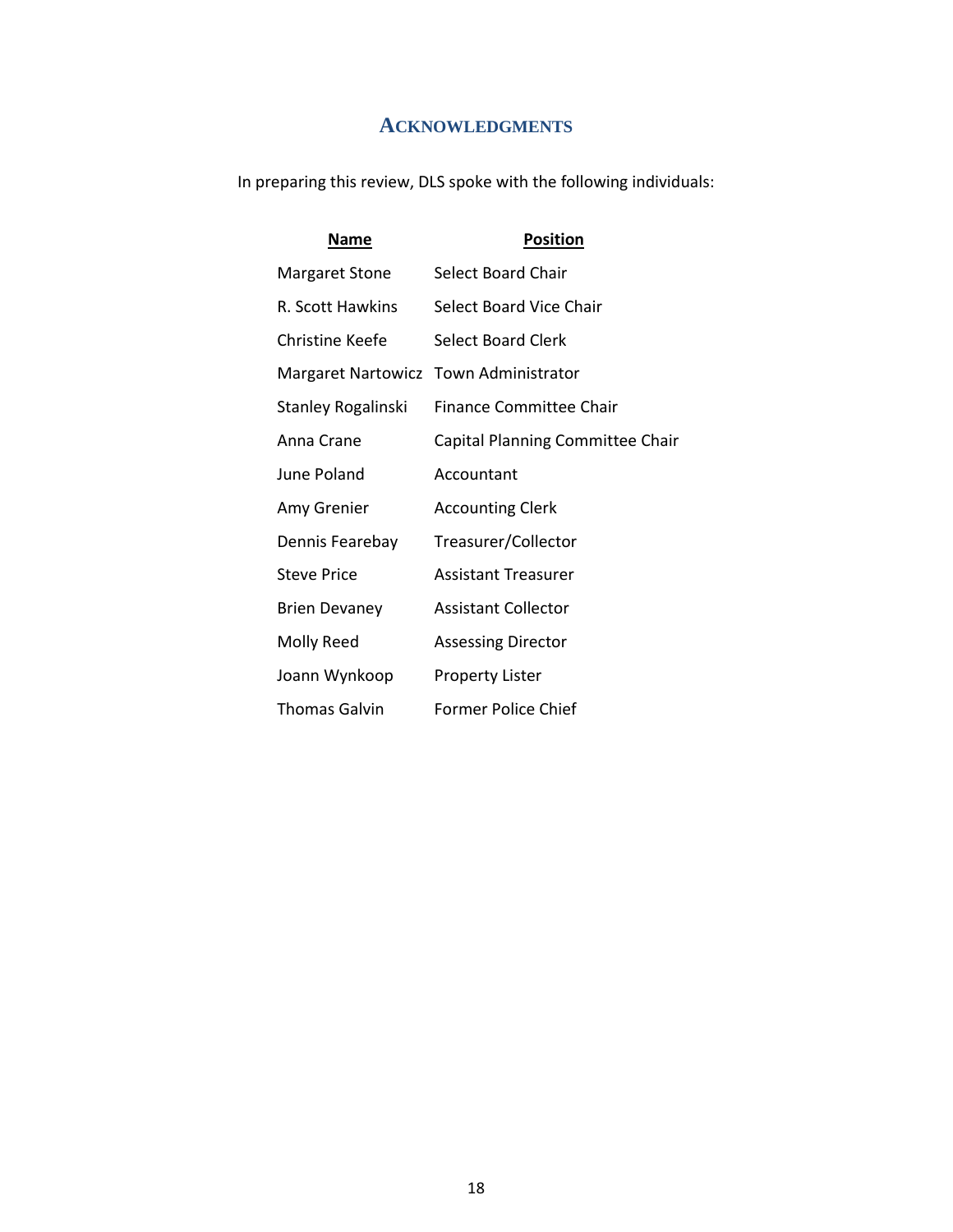## ACKNOWLEDGMENTS

In preparing this review, DLS spoke with the following individuals:

| Name | Position |
|---|---|
| Margaret Stone | Select Board Chair |
| R. Scott Hawkins | Select Board Vice Chair |
| Christine Keefe | Select Board Clerk |
| Margaret Nartowicz | Town Administrator |
| Stanley Rogalinski | Finance Committee Chair |
| Anna Crane | Capital Planning Committee Chair |
| June Poland | Accountant |
| Amy Grenier | Accounting Clerk |
| Dennis Fearebay | Treasurer/Collector |
| Steve Price | Assistant Treasurer |
| Brien Devaney | Assistant Collector |
| Molly Reed | Assessing Director |
| Joann Wynkoop | Property Lister |
| Thomas Galvin | Former Police Chief |